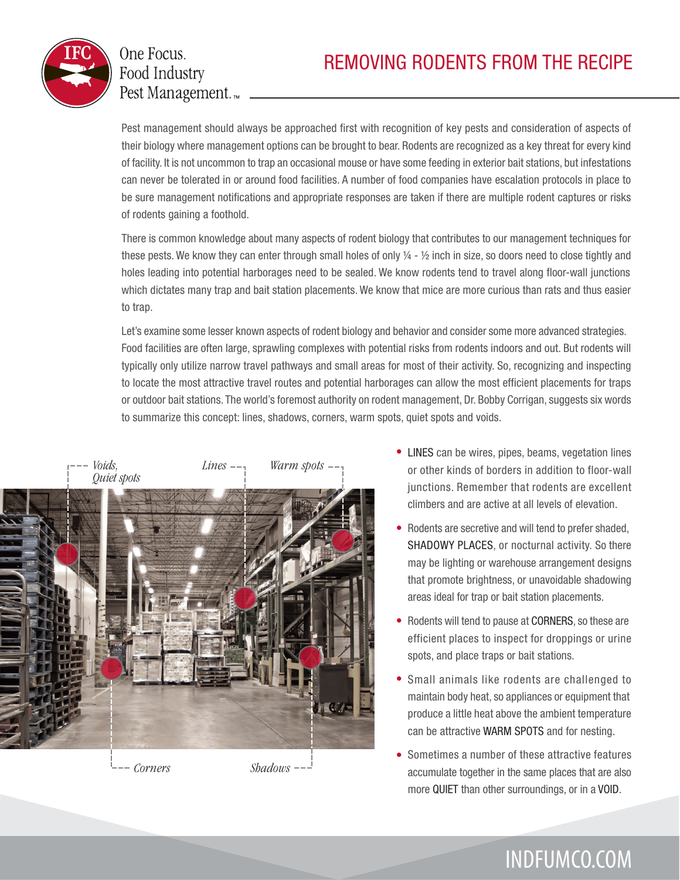# REMOVING RODENTS FROM THE RECIPE

Pest management should always be approached first with recognition of key pests and consideration of aspects of their biology where management options can be brought to bear. Rodents are recognized as a key threat for every kind of facility. It is not uncommon to trap an occasional mouse or have some feeding in exterior bait stations, but infestations can never be tolerated in or around food facilities. A number of food companies have escalation protocols in place to be sure management notifications and appropriate responses are taken if there are multiple rodent captures or risks of rodents gaining a foothold.

There is common knowledge about many aspects of rodent biology that contributes to our management techniques for these pests. We know they can enter through small holes of only ¼ - ½ inch in size, so doors need to close tightly and holes leading into potential harborages need to be sealed. We know rodents tend to travel along floor-wall junctions which dictates many trap and bait station placements. We know that mice are more curious than rats and thus easier to trap.

Let's examine some lesser known aspects of rodent biology and behavior and consider some more advanced strategies. Food facilities are often large, sprawling complexes with potential risks from rodents indoors and out. But rodents will typically only utilize narrow travel pathways and small areas for most of their activity. So, recognizing and inspecting to locate the most attractive travel routes and potential harborages can allow the most efficient placements for traps or outdoor bait stations. The world's foremost authority on rodent management, Dr. Bobby Corrigan, suggests six words to summarize this concept: lines, shadows, corners, warm spots, quiet spots and voids.

*Voids, Quiet spots* — *Lines* — *Warm spots* — *Corners* — *Shadows*

- LINES can be wires, pipes, beams, vegetation lines or other kinds of borders in addition to floor-wall junctions. Remember that rodents are excellent climbers and are active at all levels of elevation.
- Rodents are secretive and will tend to prefer shaded, SHADOWY PLACES, or nocturnal activity. So there may be lighting or warehouse arrangement designs that promote brightness, or unavoidable shadowing areas ideal for trap or bait station placements.
- Rodents will tend to pause at CORNERS, so these are efficient places to inspect for droppings or urine spots, and place traps or bait stations.
- Small animals like rodents are challenged to maintain body heat, so appliances or equipment that produce a little heat above the ambient temperature can be attractive WARM SPOTS and for nesting.
- Sometimes a number of these attractive features accumulate together in the same places that are also more QUIET than other surroundings, or in a VOID.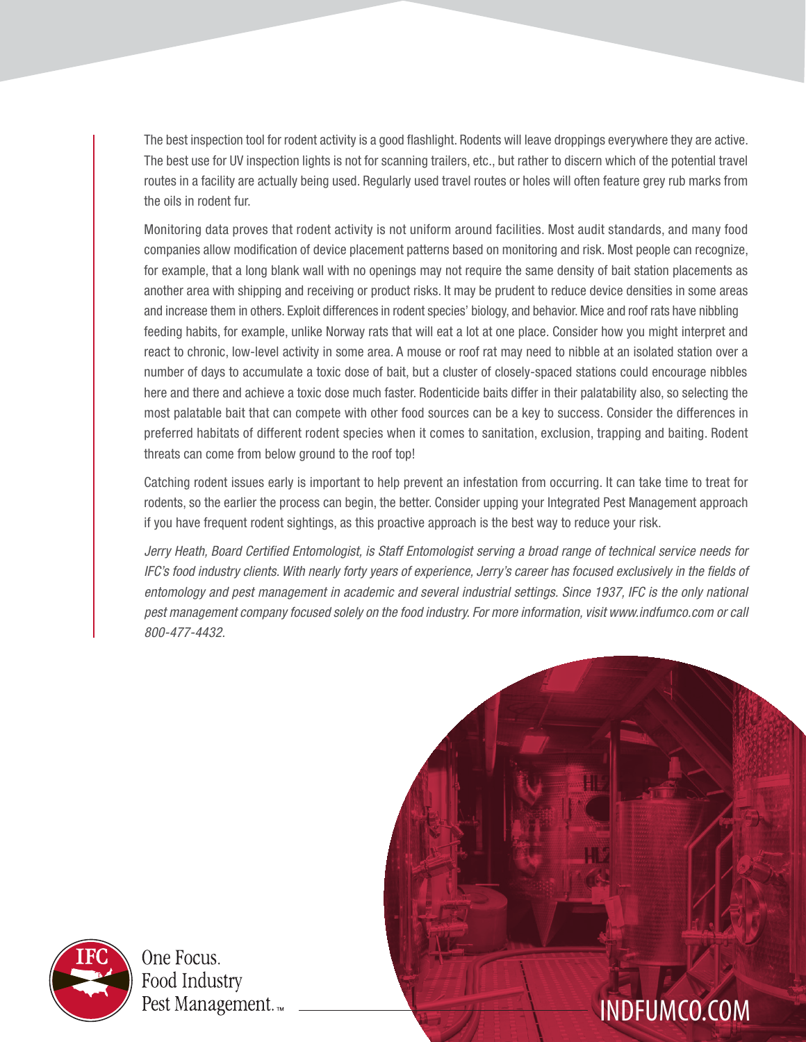The best inspection tool for rodent activity is a good flashlight. Rodents will leave droppings everywhere they are active. The best use for UV inspection lights is not for scanning trailers, etc., but rather to discern which of the potential travel routes in a facility are actually being used. Regularly used travel routes or holes will often feature grey rub marks from the oils in rodent fur.

Monitoring data proves that rodent activity is not uniform around facilities. Most audit standards, and many food companies allow modification of device placement patterns based on monitoring and risk. Most people can recognize, for example, that a long blank wall with no openings may not require the same density of bait station placements as another area with shipping and receiving or product risks. It may be prudent to reduce device densities in some areas and increase them in others. Exploit differences in rodent species' biology, and behavior. Mice and roof rats have nibbling feeding habits, for example, unlike Norway rats that will eat a lot at one place. Consider how you might interpret and react to chronic, low-level activity in some area. A mouse or roof rat may need to nibble at an isolated station over a number of days to accumulate a toxic dose of bait, but a cluster of closely-spaced stations could encourage nibbles here and there and achieve a toxic dose much faster. Rodenticide baits differ in their palatability also, so selecting the most palatable bait that can compete with other food sources can be a key to success. Consider the differences in preferred habitats of different rodent species when it comes to sanitation, exclusion, trapping and baiting. Rodent threats can come from below ground to the roof top!

Catching rodent issues early is important to help prevent an infestation from occurring. It can take time to treat for rodents, so the earlier the process can begin, the better. Consider upping your Integrated Pest Management approach if you have frequent rodent sightings, as this proactive approach is the best way to reduce your risk.

*Jerry Heath, Board Certified Entomologist, is Staff Entomologist serving a broad range of technical service needs for IFC's food industry clients. With nearly forty years of experience, Jerry's career has focused exclusively in the fields of entomology and pest management in academic and several industrial settings. Since 1937, IFC is the only national pest management company focused solely on the food industry. For more information, visit www.indfumco.com or call 800-477-4432.*

IFC

One Focus.
Food Industry
Pest Management.™

INDFUMCO.COM